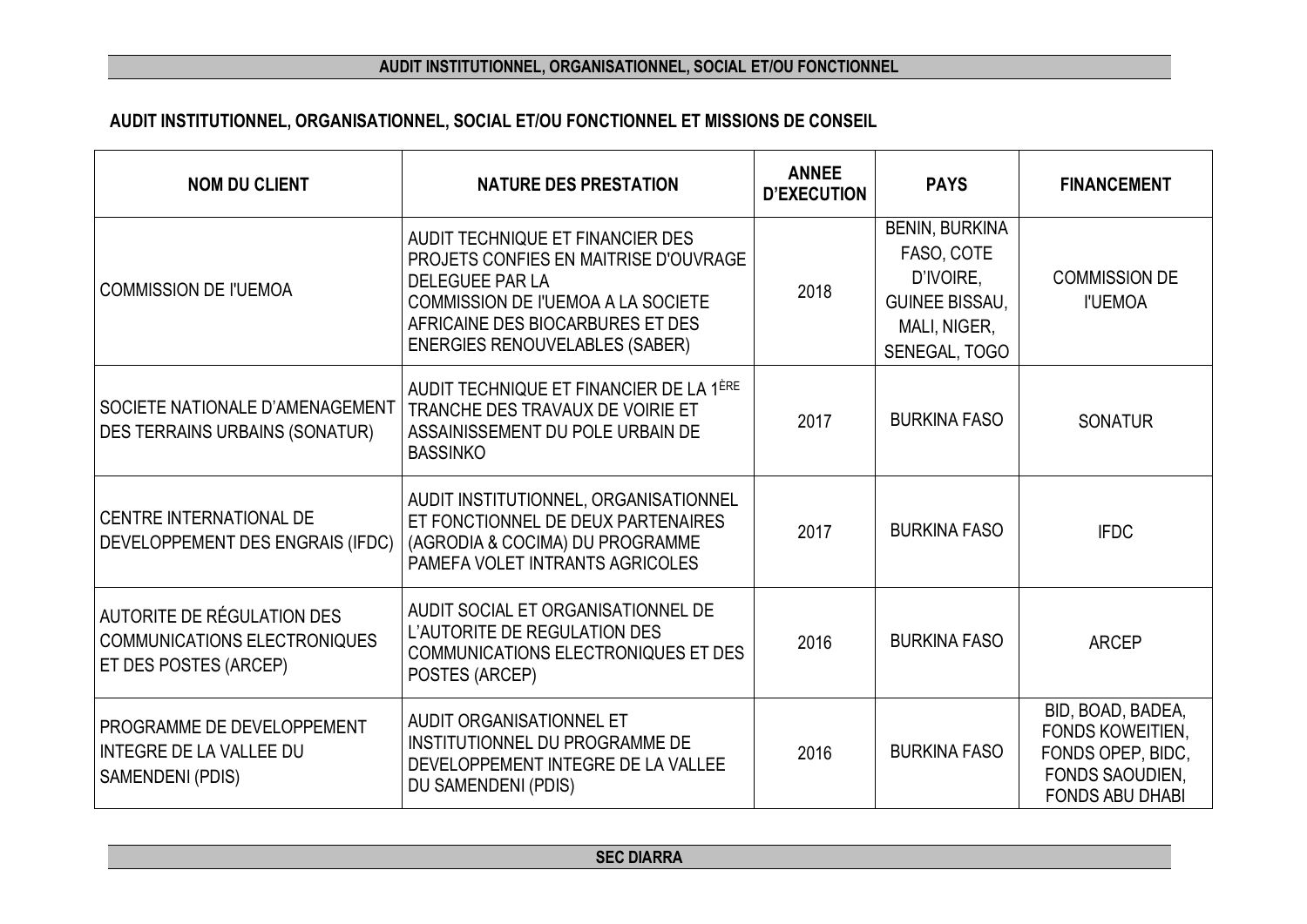## AUDIT INSTITUTIONNEL, ORGANISATIONNEL, SOCIAL ET/OU FONCTIONNEL ET MISSIONS DE CONSEIL

| NOM DU CLIENT | NATURE DES PRESTATION | ANNEE D'EXECUTION | PAYS | FINANCEMENT |
|---|---|---|---|---|
| COMMISSION DE l'UEMOA | AUDIT TECHNIQUE ET FINANCIER DES PROJETS CONFIES EN MAITRISE D'OUVRAGE DELEGUEE PAR LA COMMISSION DE l'UEMOA A LA SOCIETE AFRICAINE DES BIOCARBURES ET DES ENERGIES RENOUVELABLES (SABER) | 2018 | BENIN, BURKINA FASO, COTE D'IVOIRE, GUINEE BISSAU, MALI, NIGER, SENEGAL, TOGO | COMMISSION DE l'UEMOA |
| SOCIETE NATIONALE D'AMENAGEMENT DES TERRAINS URBAINS (SONATUR) | AUDIT TECHNIQUE ET FINANCIER DE LA 1ÈRE TRANCHE DES TRAVAUX DE VOIRIE ET ASSAINISSEMENT DU POLE URBAIN DE BASSINKO | 2017 | BURKINA FASO | SONATUR |
| CENTRE INTERNATIONAL DE DEVELOPPEMENT DES ENGRAIS (IFDC) | AUDIT INSTITUTIONNEL, ORGANISATIONNEL ET FONCTIONNEL DE DEUX PARTENAIRES (AGRODIA & COCIMA) DU PROGRAMME PAMEFA VOLET INTRANTS AGRICOLES | 2017 | BURKINA FASO | IFDC |
| AUTORITE DE RÉGULATION DES COMMUNICATIONS ELECTRONIQUES ET DES POSTES (ARCEP) | AUDIT SOCIAL ET ORGANISATIONNEL DE L'AUTORITE DE REGULATION DES COMMUNICATIONS ELECTRONIQUES ET DES POSTES (ARCEP) | 2016 | BURKINA FASO | ARCEP |
| PROGRAMME DE DEVELOPPEMENT INTEGRE DE LA VALLEE DU SAMENDENI (PDIS) | AUDIT ORGANISATIONNEL ET INSTITUTIONNEL DU PROGRAMME DE DEVELOPPEMENT INTEGRE DE LA VALLEE DU SAMENDENI (PDIS) | 2016 | BURKINA FASO | BID, BOAD, BADEA, FONDS KOWEITIEN, FONDS OPEP, BIDC, FONDS SAOUDIEN, FONDS ABU DHABI |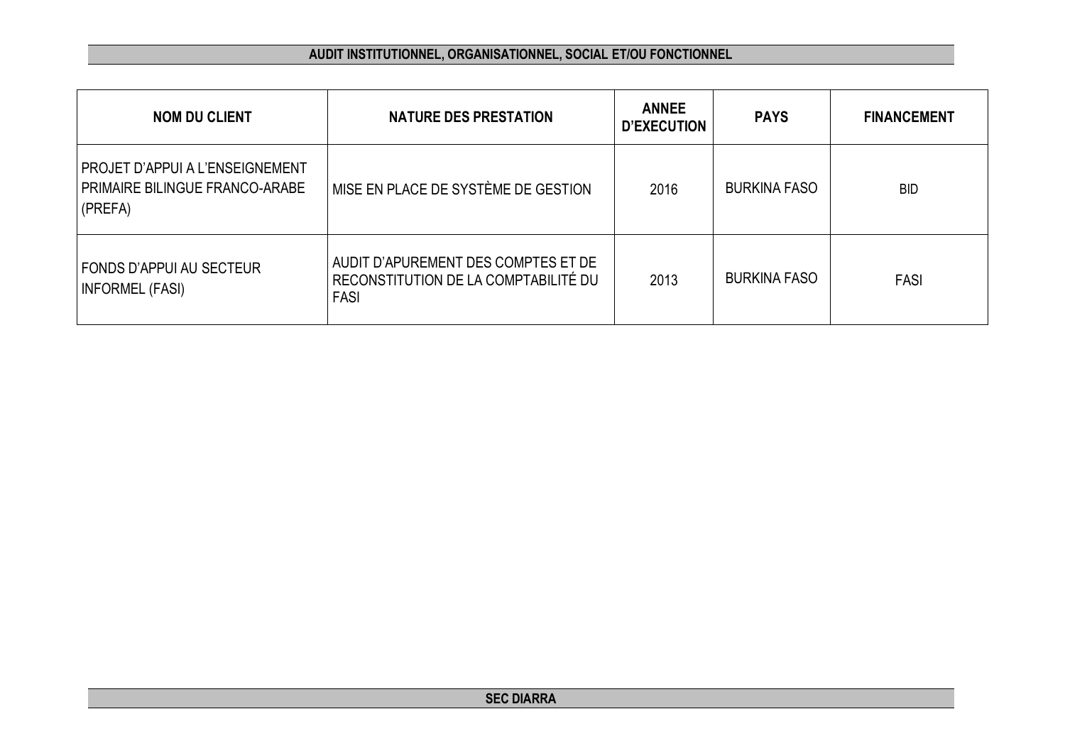## AUDIT INSTITUTIONNEL, ORGANISATIONNEL, SOCIAL ET/OU FONCTIONNEL

| NOM DU CLIENT | NATURE DES PRESTATION | ANNEE D'EXECUTION | PAYS | FINANCEMENT |
|---|---|---|---|---|
| PROJET D'APPUI A L'ENSEIGNEMENT PRIMAIRE BILINGUE FRANCO-ARABE (PREFA) | MISE EN PLACE DE SYSTÈME DE GESTION | 2016 | BURKINA FASO | BID |
| FONDS D'APPUI AU SECTEUR INFORMEL (FASI) | AUDIT D'APUREMENT DES COMPTES ET DE RECONSTITUTION DE LA COMPTABILITÉ DU FASI | 2013 | BURKINA FASO | FASI |